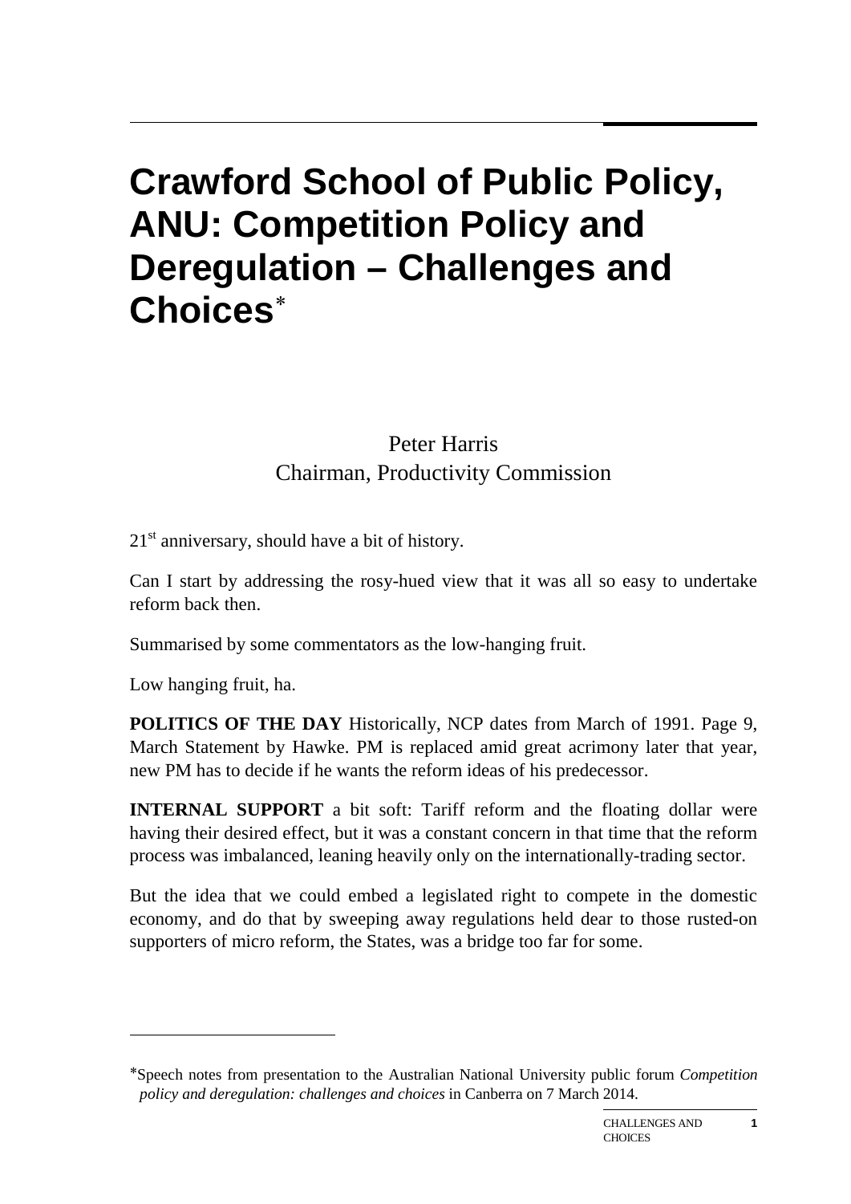# Crawford School of Public Policy, ANU: Competition Policy and Deregulation – Challenges and Choices*

Peter Harris
Chairman, Productivity Commission

21st anniversary, should have a bit of history.

Can I start by addressing the rosy-hued view that it was all so easy to undertake reform back then.

Summarised by some commentators as the low-hanging fruit.

Low hanging fruit, ha.

**POLITICS OF THE DAY** Historically, NCP dates from March of 1991. Page 9, March Statement by Hawke. PM is replaced amid great acrimony later that year, new PM has to decide if he wants the reform ideas of his predecessor.

**INTERNAL SUPPORT** a bit soft: Tariff reform and the floating dollar were having their desired effect, but it was a constant concern in that time that the reform process was imbalanced, leaning heavily only on the internationally-trading sector.

But the idea that we could embed a legislated right to compete in the domestic economy, and do that by sweeping away regulations held dear to those rusted-on supporters of micro reform, the States, was a bridge too far for some.

---

*Speech notes from presentation to the Australian National University public forum *Competition policy and deregulation: challenges and choices* in Canberra on 7 March 2014.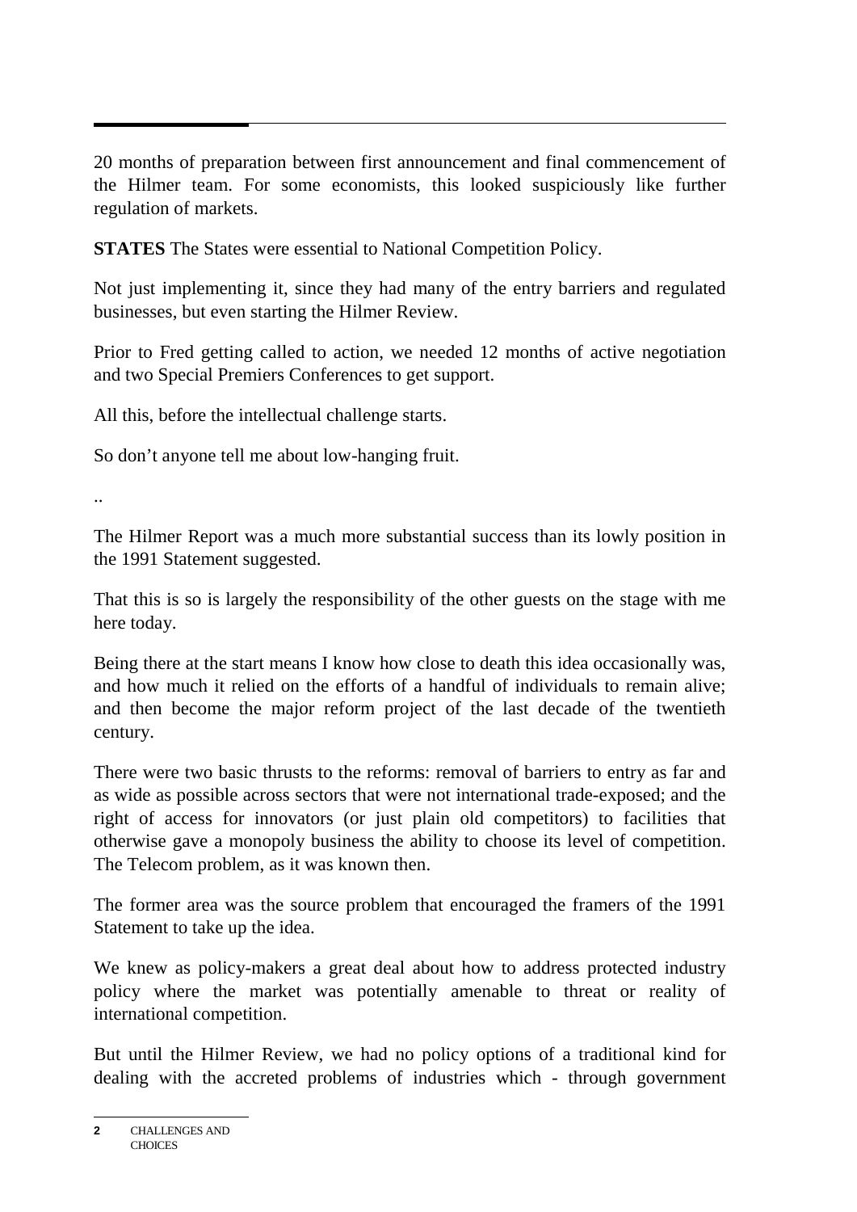20 months of preparation between first announcement and final commencement of the Hilmer team. For some economists, this looked suspiciously like further regulation of markets.

**STATES** The States were essential to National Competition Policy.

Not just implementing it, since they had many of the entry barriers and regulated businesses, but even starting the Hilmer Review.

Prior to Fred getting called to action, we needed 12 months of active negotiation and two Special Premiers Conferences to get support.

All this, before the intellectual challenge starts.

So don't anyone tell me about low-hanging fruit.

..

The Hilmer Report was a much more substantial success than its lowly position in the 1991 Statement suggested.

That this is so is largely the responsibility of the other guests on the stage with me here today.

Being there at the start means I know how close to death this idea occasionally was, and how much it relied on the efforts of a handful of individuals to remain alive; and then become the major reform project of the last decade of the twentieth century.

There were two basic thrusts to the reforms: removal of barriers to entry as far and as wide as possible across sectors that were not international trade-exposed; and the right of access for innovators (or just plain old competitors) to facilities that otherwise gave a monopoly business the ability to choose its level of competition. The Telecom problem, as it was known then.

The former area was the source problem that encouraged the framers of the 1991 Statement to take up the idea.

We knew as policy-makers a great deal about how to address protected industry policy where the market was potentially amenable to threat or reality of international competition.

But until the Hilmer Review, we had no policy options of a traditional kind for dealing with the accreted problems of industries which - through government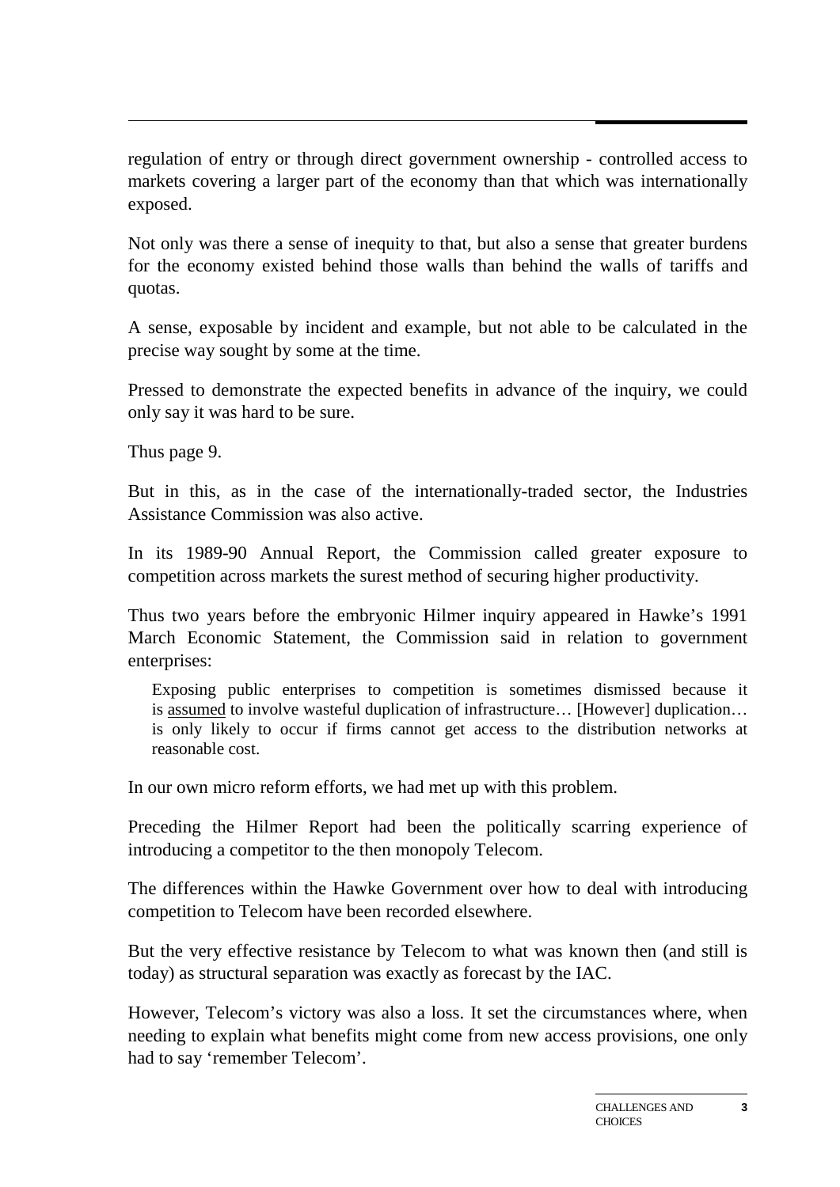regulation of entry or through direct government ownership - controlled access to markets covering a larger part of the economy than that which was internationally exposed.

Not only was there a sense of inequity to that, but also a sense that greater burdens for the economy existed behind those walls than behind the walls of tariffs and quotas.

A sense, exposable by incident and example, but not able to be calculated in the precise way sought by some at the time.

Pressed to demonstrate the expected benefits in advance of the inquiry, we could only say it was hard to be sure.

Thus page 9.

But in this, as in the case of the internationally-traded sector, the Industries Assistance Commission was also active.

In its 1989-90 Annual Report, the Commission called greater exposure to competition across markets the surest method of securing higher productivity.

Thus two years before the embryonic Hilmer inquiry appeared in Hawke's 1991 March Economic Statement, the Commission said in relation to government enterprises:

> Exposing public enterprises to competition is sometimes dismissed because it is <u>assumed</u> to involve wasteful duplication of infrastructure… [However] duplication… is only likely to occur if firms cannot get access to the distribution networks at reasonable cost.

In our own micro reform efforts, we had met up with this problem.

Preceding the Hilmer Report had been the politically scarring experience of introducing a competitor to the then monopoly Telecom.

The differences within the Hawke Government over how to deal with introducing competition to Telecom have been recorded elsewhere.

But the very effective resistance by Telecom to what was known then (and still is today) as structural separation was exactly as forecast by the IAC.

However, Telecom's victory was also a loss. It set the circumstances where, when needing to explain what benefits might come from new access provisions, one only had to say 'remember Telecom'.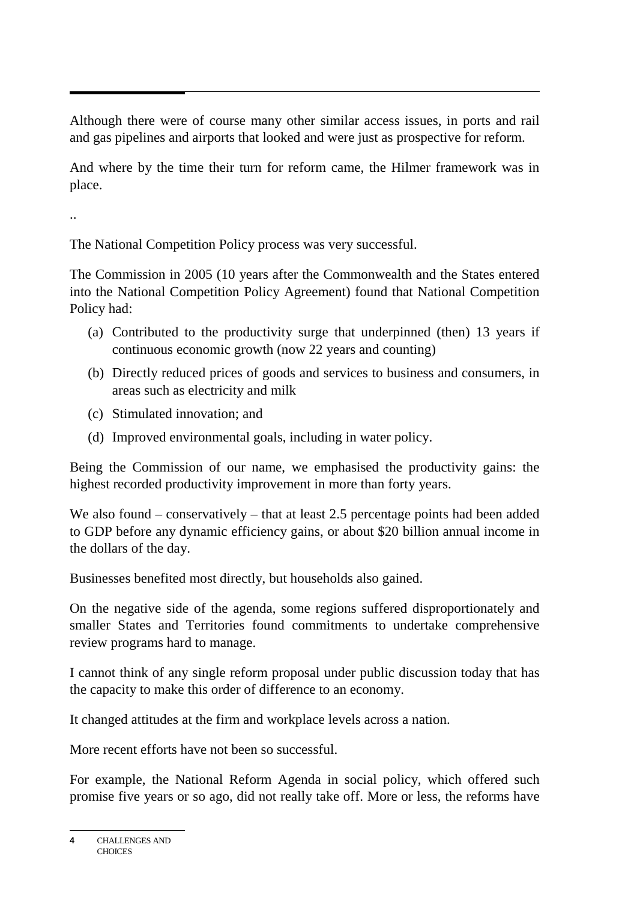Although there were of course many other similar access issues, in ports and rail and gas pipelines and airports that looked and were just as prospective for reform.

And where by the time their turn for reform came, the Hilmer framework was in place.

..

The National Competition Policy process was very successful.

The Commission in 2005 (10 years after the Commonwealth and the States entered into the National Competition Policy Agreement) found that National Competition Policy had:

(a) Contributed to the productivity surge that underpinned (then) 13 years if continuous economic growth (now 22 years and counting)

(b) Directly reduced prices of goods and services to business and consumers, in areas such as electricity and milk

(c) Stimulated innovation; and

(d) Improved environmental goals, including in water policy.

Being the Commission of our name, we emphasised the productivity gains: the highest recorded productivity improvement in more than forty years.

We also found – conservatively – that at least 2.5 percentage points had been added to GDP before any dynamic efficiency gains, or about $20 billion annual income in the dollars of the day.

Businesses benefited most directly, but households also gained.

On the negative side of the agenda, some regions suffered disproportionately and smaller States and Territories found commitments to undertake comprehensive review programs hard to manage.

I cannot think of any single reform proposal under public discussion today that has the capacity to make this order of difference to an economy.

It changed attitudes at the firm and workplace levels across a nation.

More recent efforts have not been so successful.

For example, the National Reform Agenda in social policy, which offered such promise five years or so ago, did not really take off. More or less, the reforms have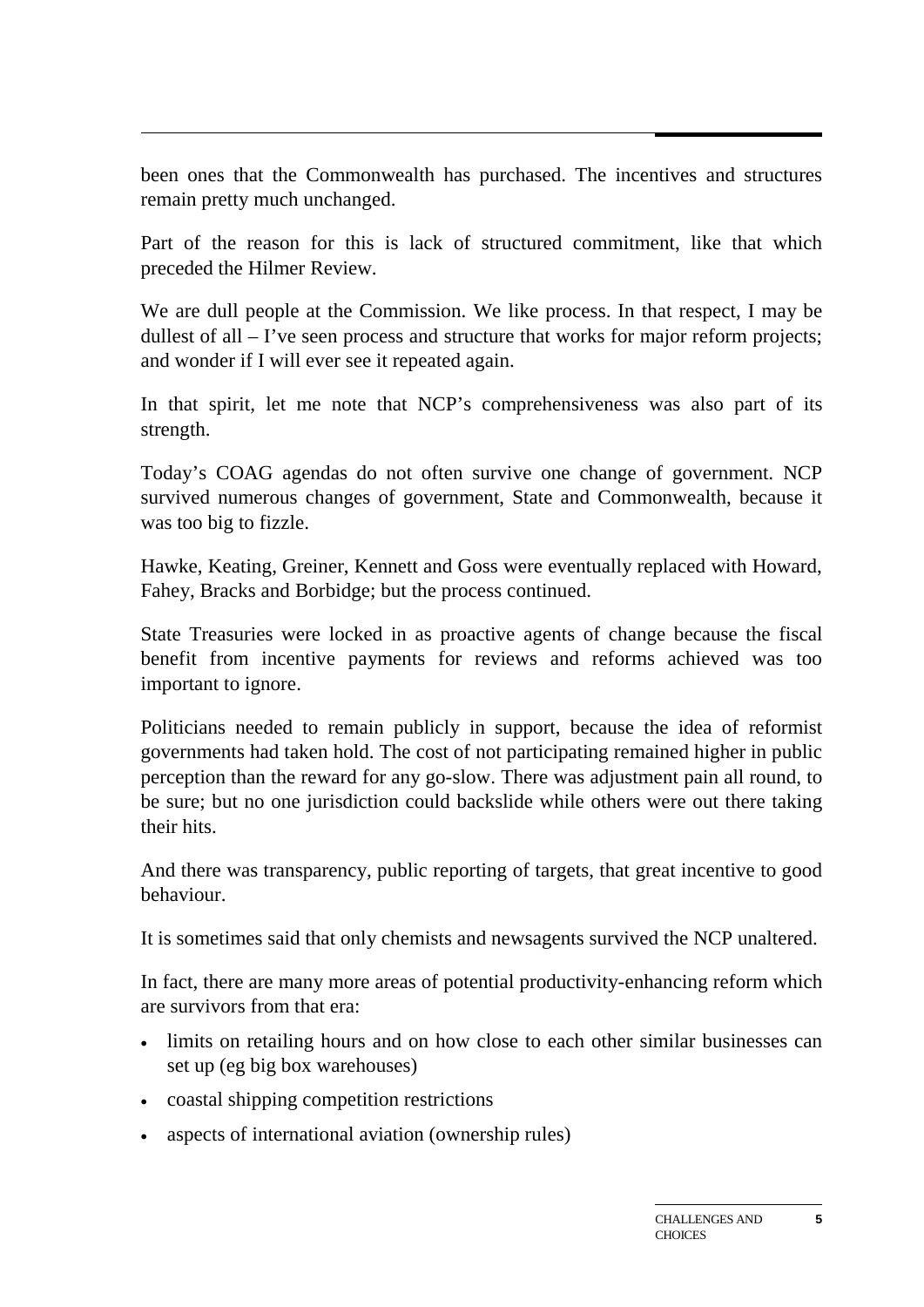been ones that the Commonwealth has purchased. The incentives and structures remain pretty much unchanged.

Part of the reason for this is lack of structured commitment, like that which preceded the Hilmer Review.

We are dull people at the Commission. We like process. In that respect, I may be dullest of all – I've seen process and structure that works for major reform projects; and wonder if I will ever see it repeated again.

In that spirit, let me note that NCP's comprehensiveness was also part of its strength.

Today's COAG agendas do not often survive one change of government. NCP survived numerous changes of government, State and Commonwealth, because it was too big to fizzle.

Hawke, Keating, Greiner, Kennett and Goss were eventually replaced with Howard, Fahey, Bracks and Borbidge; but the process continued.

State Treasuries were locked in as proactive agents of change because the fiscal benefit from incentive payments for reviews and reforms achieved was too important to ignore.

Politicians needed to remain publicly in support, because the idea of reformist governments had taken hold. The cost of not participating remained higher in public perception than the reward for any go-slow. There was adjustment pain all round, to be sure; but no one jurisdiction could backslide while others were out there taking their hits.

And there was transparency, public reporting of targets, that great incentive to good behaviour.

It is sometimes said that only chemists and newsagents survived the NCP unaltered.

In fact, there are many more areas of potential productivity-enhancing reform which are survivors from that era:

- limits on retailing hours and on how close to each other similar businesses can set up (eg big box warehouses)
- coastal shipping competition restrictions
- aspects of international aviation (ownership rules)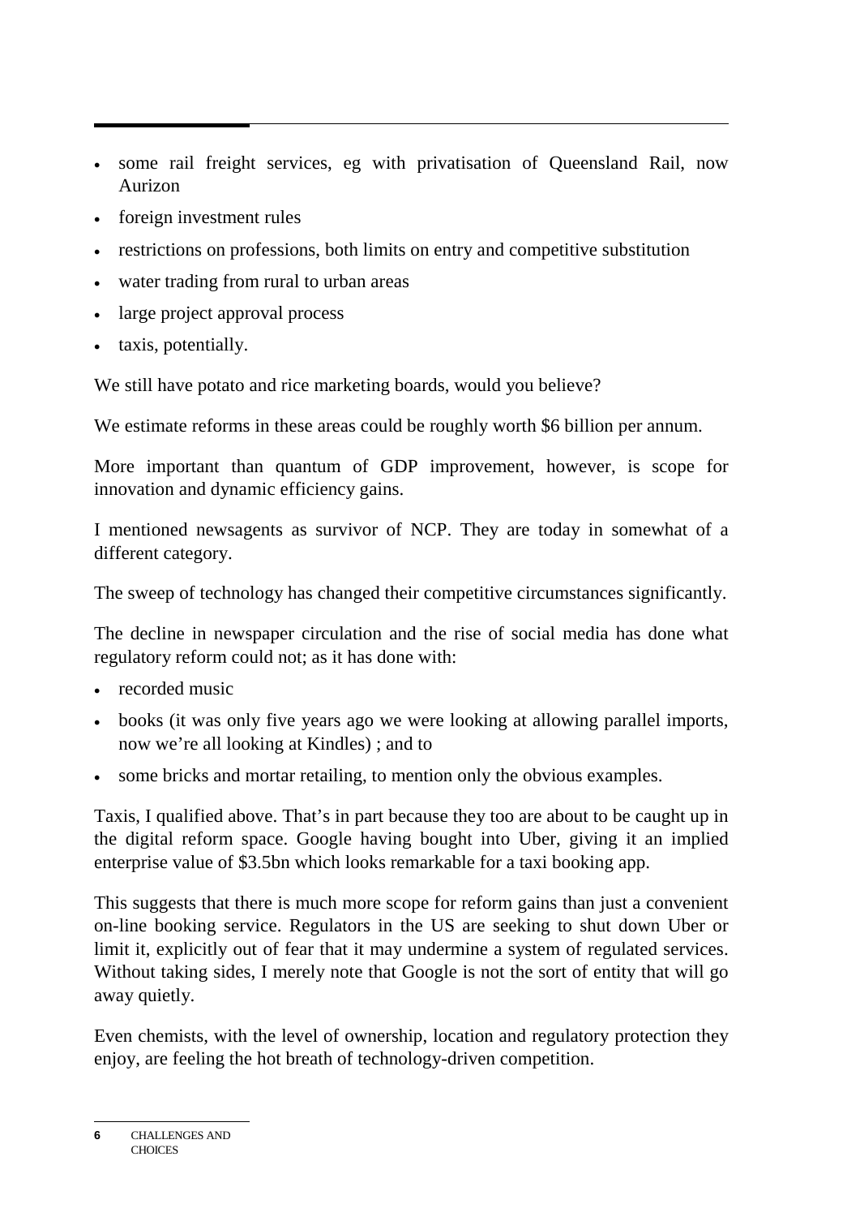- some rail freight services, eg with privatisation of Queensland Rail, now Aurizon
- foreign investment rules
- restrictions on professions, both limits on entry and competitive substitution
- water trading from rural to urban areas
- large project approval process
- taxis, potentially.

We still have potato and rice marketing boards, would you believe?

We estimate reforms in these areas could be roughly worth $6 billion per annum.

More important than quantum of GDP improvement, however, is scope for innovation and dynamic efficiency gains.

I mentioned newsagents as survivor of NCP. They are today in somewhat of a different category.

The sweep of technology has changed their competitive circumstances significantly.

The decline in newspaper circulation and the rise of social media has done what regulatory reform could not; as it has done with:

- recorded music
- books (it was only five years ago we were looking at allowing parallel imports, now we're all looking at Kindles) ; and to
- some bricks and mortar retailing, to mention only the obvious examples.

Taxis, I qualified above. That's in part because they too are about to be caught up in the digital reform space. Google having bought into Uber, giving it an implied enterprise value of $3.5bn which looks remarkable for a taxi booking app.

This suggests that there is much more scope for reform gains than just a convenient on-line booking service. Regulators in the US are seeking to shut down Uber or limit it, explicitly out of fear that it may undermine a system of regulated services. Without taking sides, I merely note that Google is not the sort of entity that will go away quietly.

Even chemists, with the level of ownership, location and regulatory protection they enjoy, are feeling the hot breath of technology-driven competition.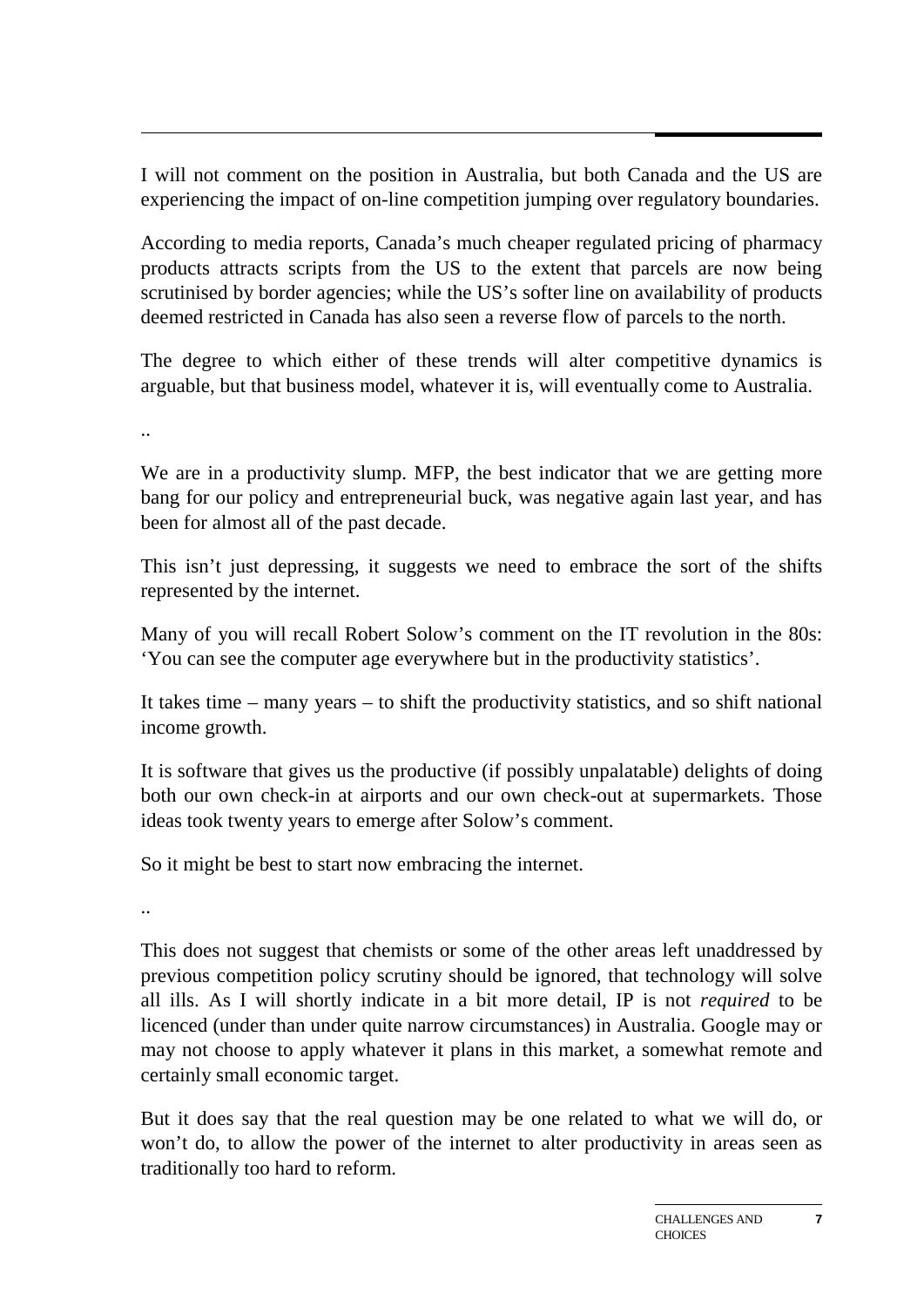I will not comment on the position in Australia, but both Canada and the US are experiencing the impact of on-line competition jumping over regulatory boundaries.

According to media reports, Canada's much cheaper regulated pricing of pharmacy products attracts scripts from the US to the extent that parcels are now being scrutinised by border agencies; while the US's softer line on availability of products deemed restricted in Canada has also seen a reverse flow of parcels to the north.

The degree to which either of these trends will alter competitive dynamics is arguable, but that business model, whatever it is, will eventually come to Australia.

..

We are in a productivity slump. MFP, the best indicator that we are getting more bang for our policy and entrepreneurial buck, was negative again last year, and has been for almost all of the past decade.

This isn't just depressing, it suggests we need to embrace the sort of the shifts represented by the internet.

Many of you will recall Robert Solow's comment on the IT revolution in the 80s: 'You can see the computer age everywhere but in the productivity statistics'.

It takes time – many years – to shift the productivity statistics, and so shift national income growth.

It is software that gives us the productive (if possibly unpalatable) delights of doing both our own check-in at airports and our own check-out at supermarkets. Those ideas took twenty years to emerge after Solow's comment.

So it might be best to start now embracing the internet.

..

This does not suggest that chemists or some of the other areas left unaddressed by previous competition policy scrutiny should be ignored, that technology will solve all ills. As I will shortly indicate in a bit more detail, IP is not *required* to be licenced (under than under quite narrow circumstances) in Australia. Google may or may not choose to apply whatever it plans in this market, a somewhat remote and certainly small economic target.

But it does say that the real question may be one related to what we will do, or won't do, to allow the power of the internet to alter productivity in areas seen as traditionally too hard to reform.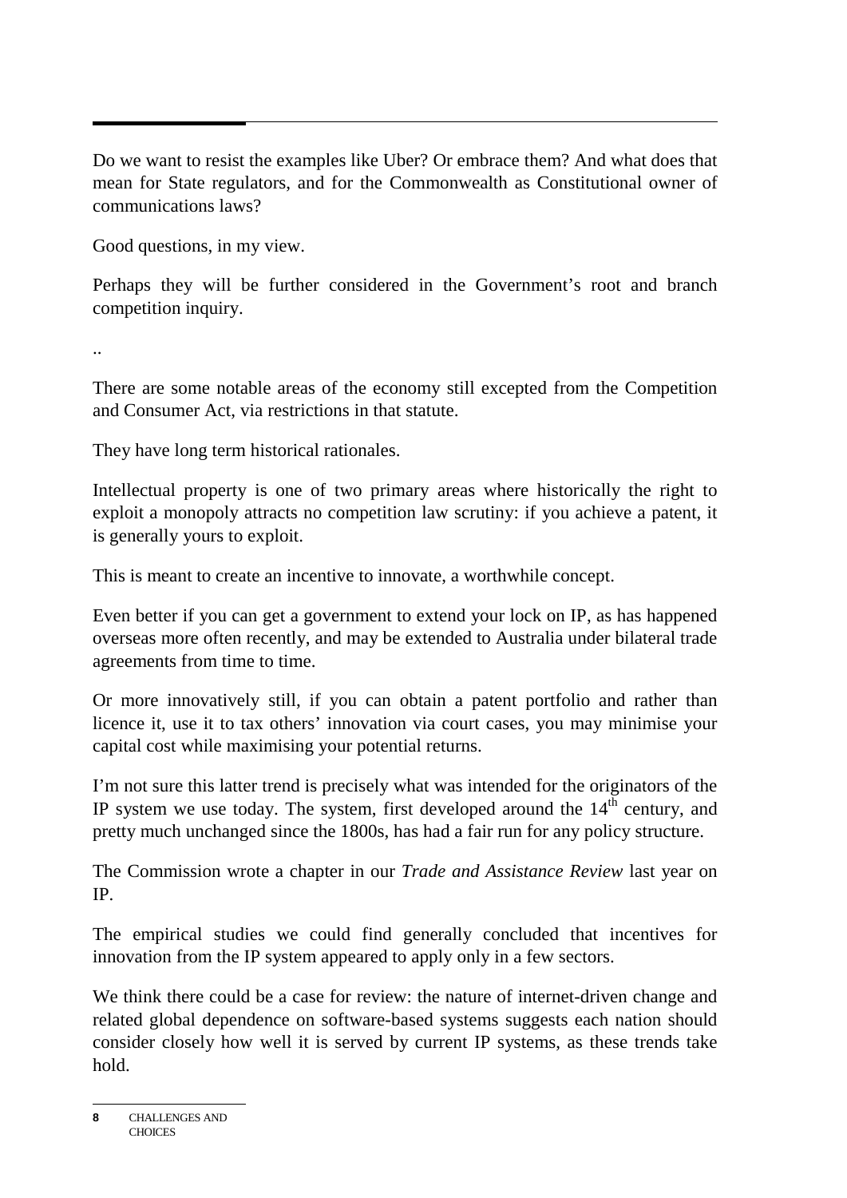Do we want to resist the examples like Uber? Or embrace them? And what does that mean for State regulators, and for the Commonwealth as Constitutional owner of communications laws?

Good questions, in my view.

Perhaps they will be further considered in the Government's root and branch competition inquiry.

..

There are some notable areas of the economy still excepted from the Competition and Consumer Act, via restrictions in that statute.

They have long term historical rationales.

Intellectual property is one of two primary areas where historically the right to exploit a monopoly attracts no competition law scrutiny: if you achieve a patent, it is generally yours to exploit.

This is meant to create an incentive to innovate, a worthwhile concept.

Even better if you can get a government to extend your lock on IP, as has happened overseas more often recently, and may be extended to Australia under bilateral trade agreements from time to time.

Or more innovatively still, if you can obtain a patent portfolio and rather than licence it, use it to tax others' innovation via court cases, you may minimise your capital cost while maximising your potential returns.

I'm not sure this latter trend is precisely what was intended for the originators of the IP system we use today. The system, first developed around the 14th century, and pretty much unchanged since the 1800s, has had a fair run for any policy structure.

The Commission wrote a chapter in our *Trade and Assistance Review* last year on IP.

The empirical studies we could find generally concluded that incentives for innovation from the IP system appeared to apply only in a few sectors.

We think there could be a case for review: the nature of internet-driven change and related global dependence on software-based systems suggests each nation should consider closely how well it is served by current IP systems, as these trends take hold.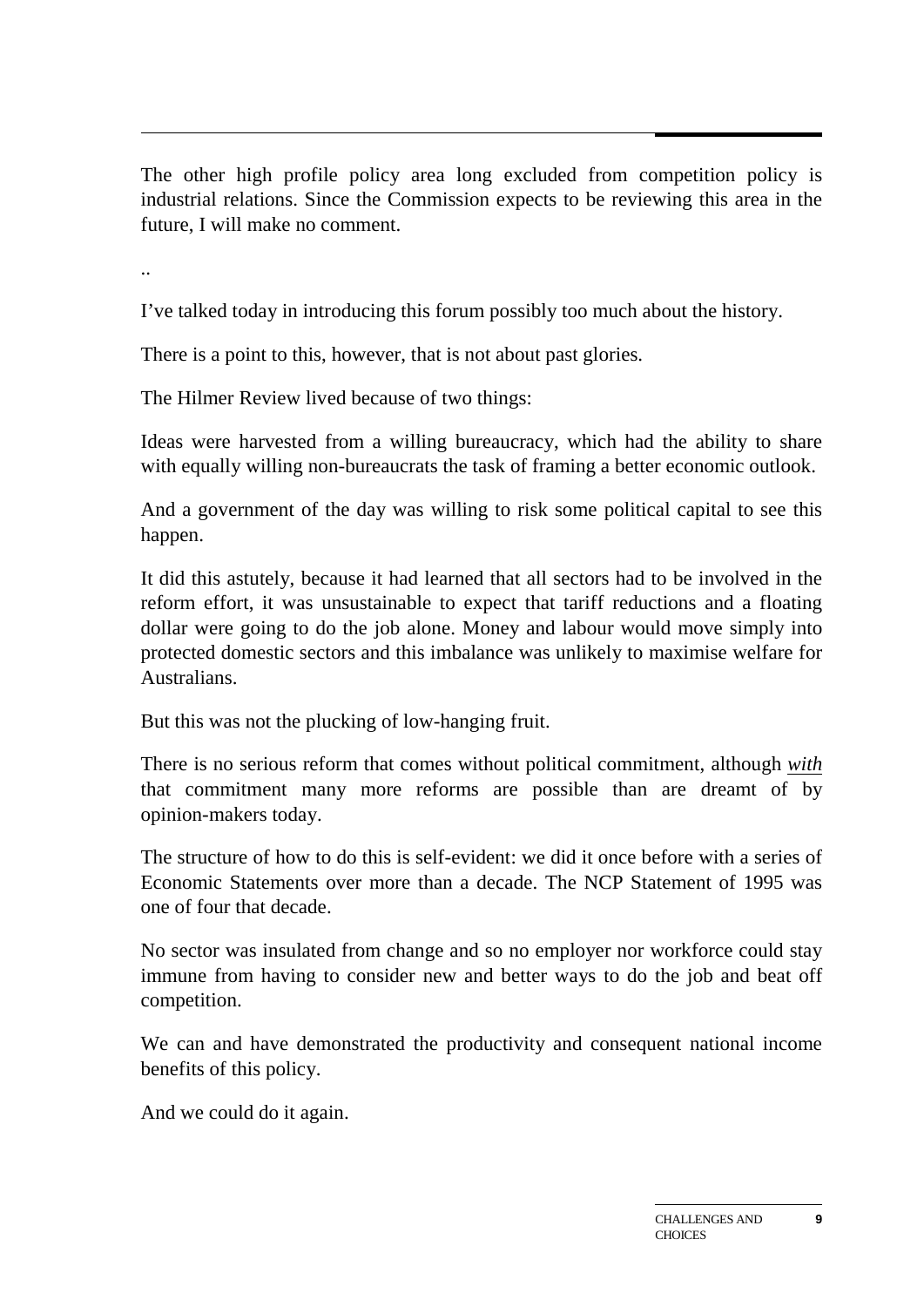The other high profile policy area long excluded from competition policy is industrial relations. Since the Commission expects to be reviewing this area in the future, I will make no comment.

..

I've talked today in introducing this forum possibly too much about the history.

There is a point to this, however, that is not about past glories.

The Hilmer Review lived because of two things:

Ideas were harvested from a willing bureaucracy, which had the ability to share with equally willing non-bureaucrats the task of framing a better economic outlook.

And a government of the day was willing to risk some political capital to see this happen.

It did this astutely, because it had learned that all sectors had to be involved in the reform effort, it was unsustainable to expect that tariff reductions and a floating dollar were going to do the job alone. Money and labour would move simply into protected domestic sectors and this imbalance was unlikely to maximise welfare for Australians.

But this was not the plucking of low-hanging fruit.

There is no serious reform that comes without political commitment, although ***with*** that commitment many more reforms are possible than are dreamt of by opinion-makers today.

The structure of how to do this is self-evident: we did it once before with a series of Economic Statements over more than a decade. The NCP Statement of 1995 was one of four that decade.

No sector was insulated from change and so no employer nor workforce could stay immune from having to consider new and better ways to do the job and beat off competition.

We can and have demonstrated the productivity and consequent national income benefits of this policy.

And we could do it again.